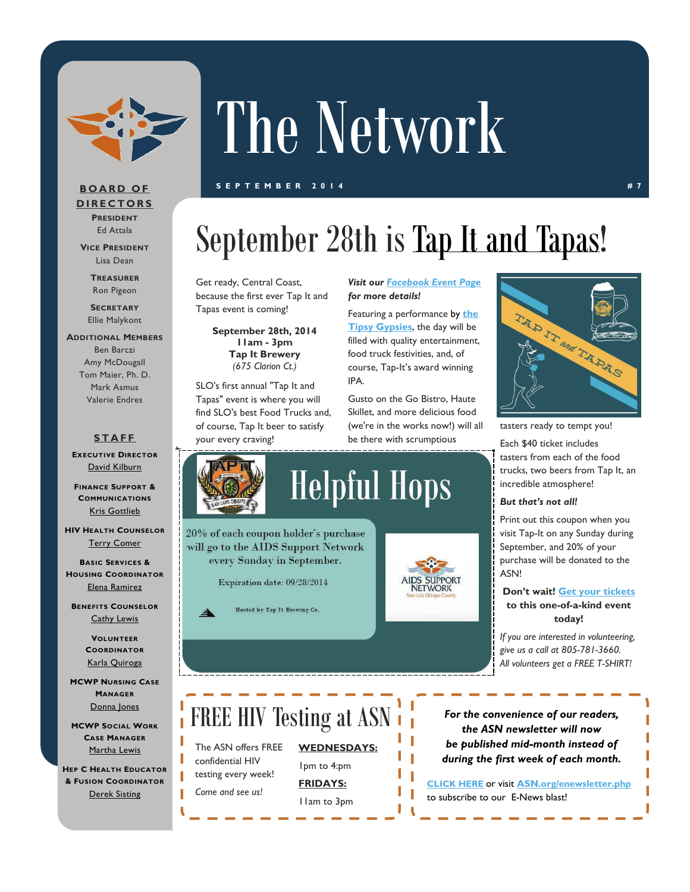# The Network

SEPTEMBER 2014 #7

**BOARD OF DIRECTORS**

**President**
Ed Attala

**Vice President**
Lisa Dean

**Treasurer**
Ron Pigeon

**Secretary**
Ellie Malykont

**Additional Members**
Ben Barczi
Amy McDougall
Tom Maier, Ph. D.
Mark Asmus
Valerie Endres

**STAFF**

**Executive Director**
David Kilburn

**Finance Support & Communications**
Kris Gottlieb

**HIV Health Counselor**
Terry Comer

**Basic Services & Housing Coordinator**
Elena Ramirez

**Benefits Counselor**
Cathy Lewis

**Volunteer Coordinator**
Karla Quiroga

**MCWP Nursing Case Manager**
Donna Jones

**MCWP Social Work Case Manager**
Martha Lewis

**Hep C Health Educator & Fusion Coordinator**
Derek Sisting

## September 28th is Tap It and Tapas!

Get ready, Central Coast, because the first ever Tap It and Tapas event is coming!

**September 28th, 2014**
**11am - 3pm**
**Tap It Brewery**
*(675 Clarion Ct.)*

SLO's first annual "Tap It and Tapas" event is where you will find SLO's best Food Trucks and, of course, Tap It beer to satisfy your every craving!

***Visit our Facebook Event Page for more details!***

Featuring a performance by the Tipsy Gypsies, the day will be filled with quality entertainment, food truck festivities, and, of course, Tap-It's award winning IPA.

Gusto on the Go Bistro, Haute Skillet, and more delicious food (we're in the works now!) will all be there with scrumptious tasters ready to tempt you!

Each $40 ticket includes tasters from each of the food trucks, two beers from Tap It, an incredible atmosphere!

***But that's not all!***

Print out this coupon when you visit Tap-It on any Sunday during September, and 20% of your purchase will be donated to the ASN!

**Don't wait! Get your tickets to this one-of-a-kind event today!**

*If you are interested in volunteering, give us a call at 805-781-3660. All volunteers get a FREE T-SHIRT!*

### Helpful Hops

20% of each coupon holder's purchase will go to the AIDS Support Network every Sunday in September.

Expiration date: 09/28/2014

Hosted by Tap It Brewing Co.

## FREE HIV Testing at ASN

The ASN offers FREE confidential HIV testing every week!

*Come and see us!*

**WEDNESDAYS:**
1pm to 4:pm

**FRIDAYS:**
11am to 3pm

***For the convenience of our readers, the ASN newsletter will now be published mid-month instead of during the first week of each month.***

**CLICK HERE** or visit **ASN.org/enewsletter.php** to subscribe to our E-News blast!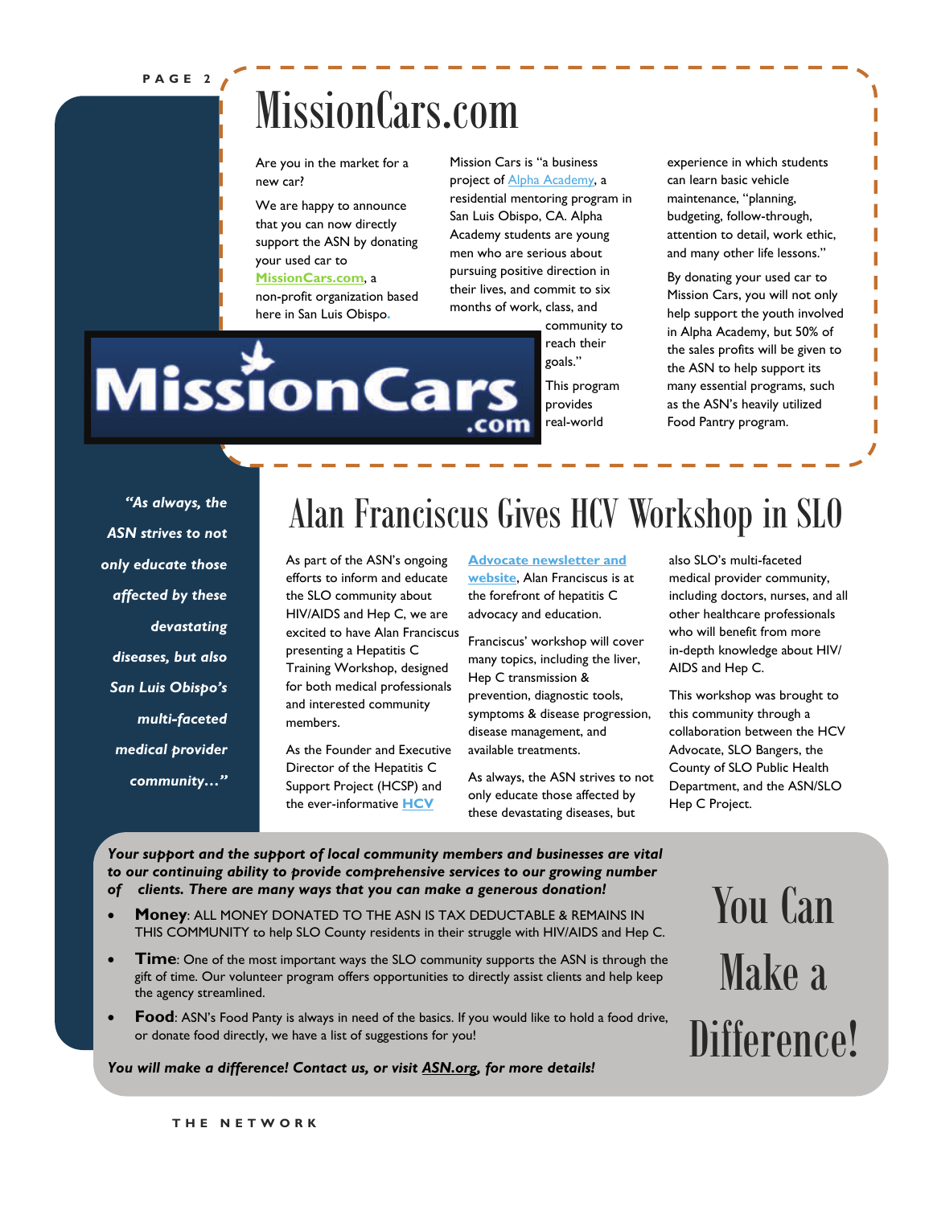# MissionCars.com

Are you in the market for a new car?

We are happy to announce that you can now directly support the ASN by donating your used car to **MissionCars.com**, a non-profit organization based here in San Luis Obispo.

Mission Cars is "a business project of Alpha Academy, a residential mentoring program in San Luis Obispo, CA. Alpha Academy students are young men who are serious about pursuing positive direction in their lives, and commit to six months of work, class, and community to reach their goals."

This program provides real-world experience in which students can learn basic vehicle maintenance, "planning, budgeting, follow-through, attention to detail, work ethic, and many other life lessons."

By donating your used car to Mission Cars, you will not only help support the youth involved in Alpha Academy, but 50% of the sales profits will be given to the ASN to help support its many essential programs, such as the ASN's heavily utilized Food Pantry program.

# Alan Franciscus Gives HCV Workshop in SLO

*"As always, the ASN strives to not only educate those affected by these devastating diseases, but also San Luis Obispo's multi-faceted medical provider community…"*

As part of the ASN's ongoing efforts to inform and educate the SLO community about HIV/AIDS and Hep C, we are excited to have Alan Franciscus presenting a Hepatitis C Training Workshop, designed for both medical professionals and interested community members.

As the Founder and Executive Director of the Hepatitis C Support Project (HCSP) and the ever-informative **HCV Advocate newsletter and website**, Alan Franciscus is at the forefront of hepatitis C advocacy and education.

Franciscus' workshop will cover many topics, including the liver, Hep C transmission & prevention, diagnostic tools, symptoms & disease progression, disease management, and available treatments.

As always, the ASN strives to not only educate those affected by these devastating diseases, but also SLO's multi-faceted medical provider community, including doctors, nurses, and all other healthcare professionals who will benefit from more in-depth knowledge about HIV/AIDS and Hep C.

This workshop was brought to this community through a collaboration between the HCV Advocate, SLO Bangers, the County of SLO Public Health Department, and the ASN/SLO Hep C Project.

# You Can Make a Difference!

***Your support and the support of local community members and businesses are vital to our continuing ability to provide comprehensive services to our growing number of clients. There are many ways that you can make a generous donation!***

- **Money**: ALL MONEY DONATED TO THE ASN IS TAX DEDUCTABLE & REMAINS IN THIS COMMUNITY to help SLO County residents in their struggle with HIV/AIDS and Hep C.
- **Time**: One of the most important ways the SLO community supports the ASN is through the gift of time. Our volunteer program offers opportunities to directly assist clients and help keep the agency streamlined.
- **Food**: ASN's Food Panty is always in need of the basics. If you would like to hold a food drive, or donate food directly, we have a list of suggestions for you!

***You will make a difference! Contact us, or visit ASN.org, for more details!***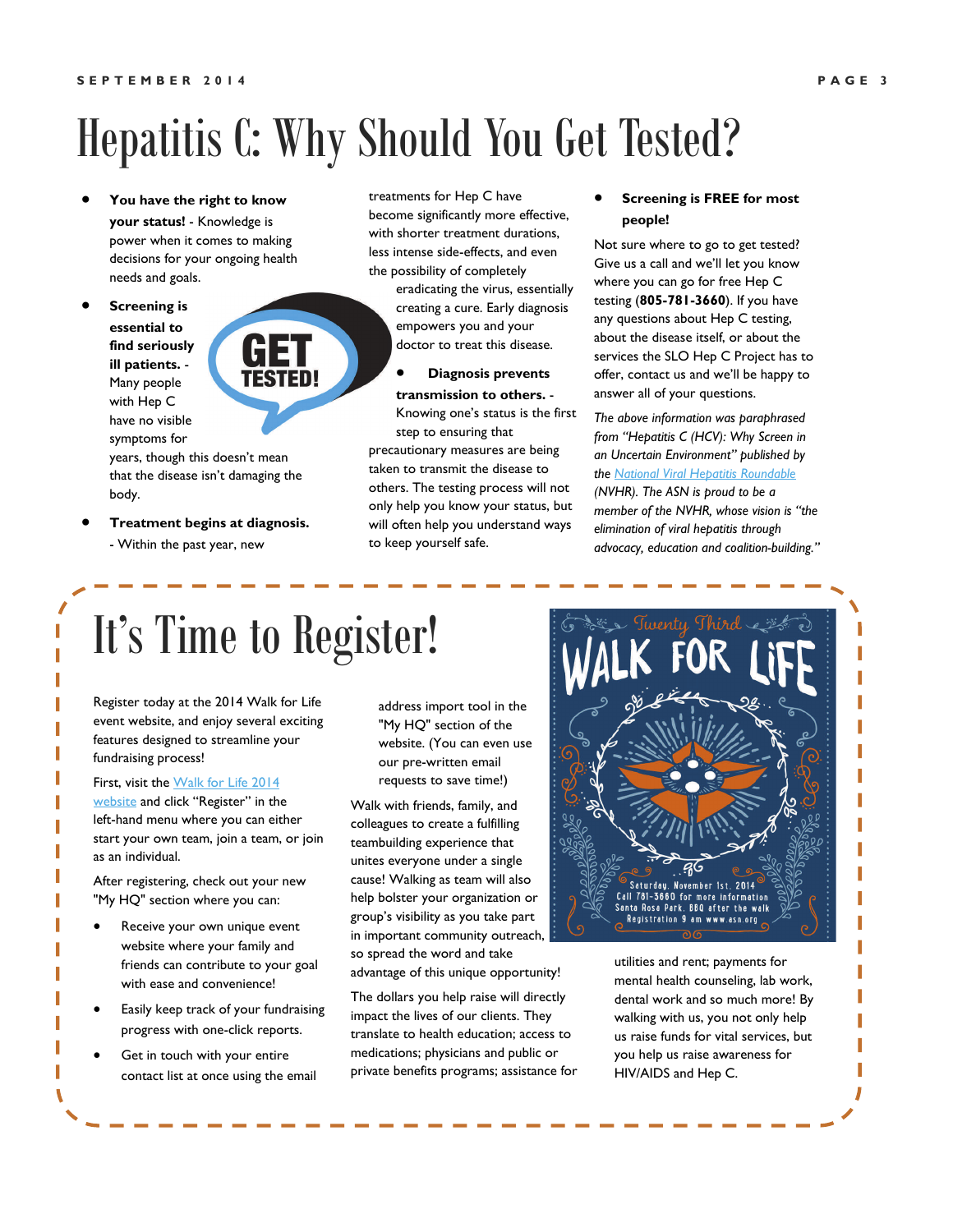# Hepatitis C: Why Should You Get Tested?

- **You have the right to know your status!** - Knowledge is power when it comes to making decisions for your ongoing health needs and goals.
- **Screening is essential to find seriously ill patients.** - Many people with Hep C have no visible symptoms for years, though this doesn't mean that the disease isn't damaging the body.
- **Treatment begins at diagnosis.** - Within the past year, new treatments for Hep C have become significantly more effective, with shorter treatment durations, less intense side-effects, and even the possibility of completely eradicating the virus, essentially creating a cure. Early diagnosis empowers you and your doctor to treat this disease.
- **Diagnosis prevents transmission to others.** - Knowing one's status is the first step to ensuring that precautionary measures are being taken to transmit the disease to others. The testing process will not only help you know your status, but will often help you understand ways to keep yourself safe.
- **Screening is FREE for most people!**

Not sure where to go to get tested? Give us a call and we'll let you know where you can go for free Hep C testing (**805-781-3660**). If you have any questions about Hep C testing, about the disease itself, or about the services the SLO Hep C Project has to offer, contact us and we'll be happy to answer all of your questions.

*The above information was paraphrased from "Hepatitis C (HCV): Why Screen in an Uncertain Environment" published by the National Viral Hepatitis Roundable (NVHR). The ASN is proud to be a member of the NVHR, whose vision is "the elimination of viral hepatitis through advocacy, education and coalition-building."*

# It's Time to Register!

Register today at the 2014 Walk for Life event website, and enjoy several exciting features designed to streamline your fundraising process!

First, visit the Walk for Life 2014 website and click "Register" in the left-hand menu where you can either start your own team, join a team, or join as an individual.

After registering, check out your new "My HQ" section where you can:

- Receive your own unique event website where your family and friends can contribute to your goal with ease and convenience!
- Easily keep track of your fundraising progress with one-click reports.
- Get in touch with your entire contact list at once using the email address import tool in the "My HQ" section of the website. (You can even use our pre-written email requests to save time!)

Walk with friends, family, and colleagues to create a fulfilling teambuilding experience that unites everyone under a single cause! Walking as team will also help bolster your organization or group's visibility as you take part in important community outreach, so spread the word and take advantage of this unique opportunity!

The dollars you help raise will directly impact the lives of our clients. They translate to health education; access to medications; physicians and public or private benefits programs; assistance for utilities and rent; payments for mental health counseling, lab work, dental work and so much more! By walking with us, you not only help us raise funds for vital services, but you help us raise awareness for HIV/AIDS and Hep C.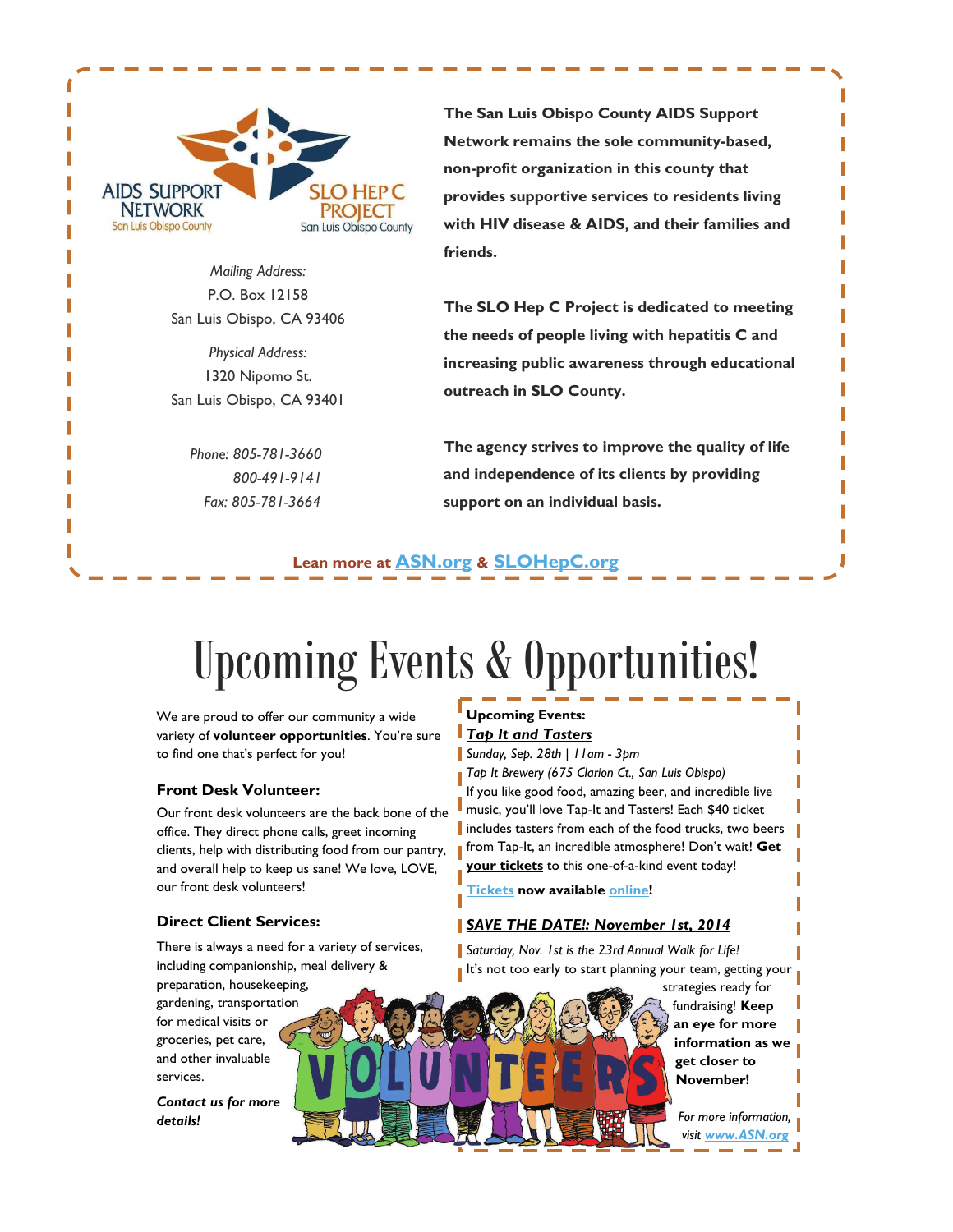AIDS SUPPORT NETWORK
San Luis Obispo County

SLO HEP C PROJECT
San Luis Obispo County

*Mailing Address:*
P.O. Box 12158
San Luis Obispo, CA 93406

*Physical Address:*
1320 Nipomo St.
San Luis Obispo, CA 93401

*Phone: 805-781-3660*
*800-491-9141*
*Fax: 805-781-3664*

**The San Luis Obispo County AIDS Support Network remains the sole community-based, non-profit organization in this county that provides supportive services to residents living with HIV disease & AIDS, and their families and friends.**

**The SLO Hep C Project is dedicated to meeting the needs of people living with hepatitis C and increasing public awareness through educational outreach in SLO County.**

**The agency strives to improve the quality of life and independence of its clients by providing support on an individual basis.**

**Lean more at ASN.org & SLOHepC.org**

# Upcoming Events & Opportunities!

We are proud to offer our community a wide variety of **volunteer opportunities**. You're sure to find one that's perfect for you!

### Front Desk Volunteer:

Our front desk volunteers are the back bone of the office. They direct phone calls, greet incoming clients, help with distributing food from our pantry, and overall help to keep us sane! We love, LOVE, our front desk volunteers!

### Direct Client Services:

There is always a need for a variety of services, including companionship, meal delivery & preparation, housekeeping, gardening, transportation for medical visits or groceries, pet care, and other invaluable services.

***Contact us for more details!***

**Upcoming Events:**

***Tap It and Tasters***

*Sunday, Sep. 28th | 11am - 3pm*

*Tap It Brewery (675 Clarion Ct., San Luis Obispo)*

If you like good food, amazing beer, and incredible live music, you'll love Tap-It and Tasters! Each $40 ticket includes tasters from each of the food trucks, two beers from Tap-It, an incredible atmosphere! Don't wait! **Get your tickets** to this one-of-a-kind event today!

**Tickets now available online!**

***SAVE THE DATE!: November 1st, 2014***

*Saturday, Nov. 1st is the 23rd Annual Walk for Life!*

It's not too early to start planning your team, getting your strategies ready for fundraising! **Keep an eye for more information as we get closer to November!**

*For more information, visit www.ASN.org*